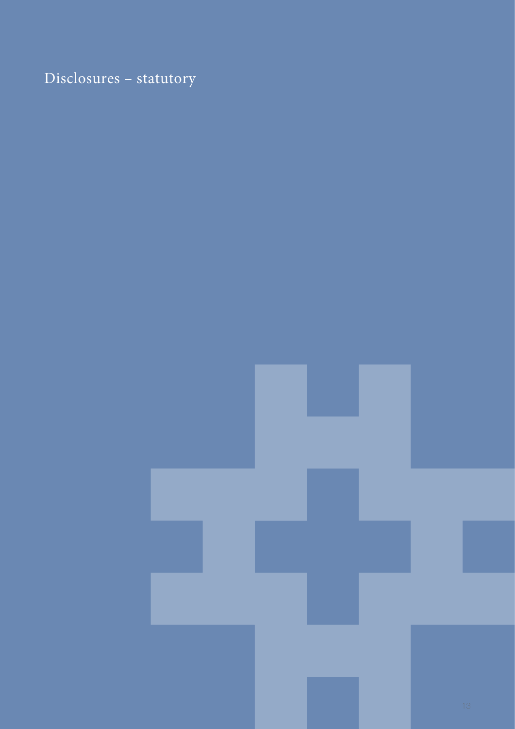# Disclosures – statutory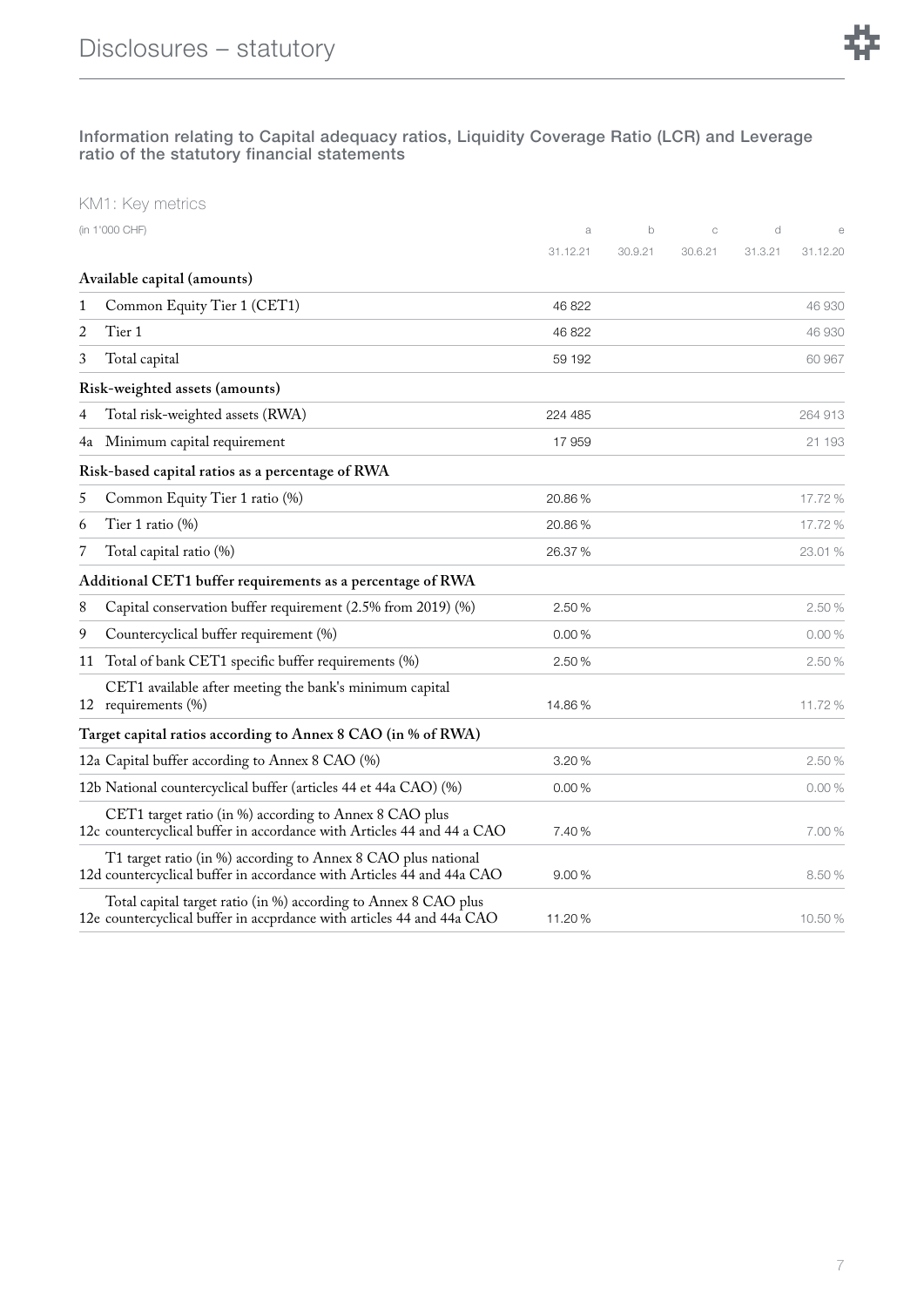## Information relating to Capital adequacy ratios, Liquidity Coverage Ratio (LCR) and Leverage ratio of the statutory financial statements

### KM1: Key metrics

| (in 1'000 CHF) | | a | b | c | d | e |
|---|---|---|---|---|---|---|
| | | 31.12.21 | 30.9.21 | 30.6.21 | 31.3.21 | 31.12.20 |
| **Available capital (amounts)** | | | | | | |
| 1 | Common Equity Tier 1 (CET1) | 46 822 | | | | 46 930 |
| 2 | Tier 1 | 46 822 | | | | 46 930 |
| 3 | Total capital | 59 192 | | | | 60 967 |
| **Risk-weighted assets (amounts)** | | | | | | |
| 4 | Total risk-weighted assets (RWA) | 224 485 | | | | 264 913 |
| 4a | Minimum capital requirement | 17 959 | | | | 21 193 |
| **Risk-based capital ratios as a percentage of RWA** | | | | | | |
| 5 | Common Equity Tier 1 ratio (%) | 20.86 % | | | | 17.72 % |
| 6 | Tier 1 ratio (%) | 20.86 % | | | | 17.72 % |
| 7 | Total capital ratio (%) | 26.37 % | | | | 23.01 % |
| **Additional CET1 buffer requirements as a percentage of RWA** | | | | | | |
| 8 | Capital conservation buffer requirement (2.5% from 2019) (%) | 2.50 % | | | | 2.50 % |
| 9 | Countercyclical buffer requirement (%) | 0.00 % | | | | 0.00 % |
| 11 | Total of bank CET1 specific buffer requirements (%) | 2.50 % | | | | 2.50 % |
| 12 | CET1 available after meeting the bank's minimum capital requirements (%) | 14.86 % | | | | 11.72 % |
| **Target capital ratios according to Annex 8 CAO (in % of RWA)** | | | | | | |
| 12a | Capital buffer according to Annex 8 CAO (%) | 3.20 % | | | | 2.50 % |
| 12b | National countercyclical buffer (articles 44 et 44a CAO) (%) | 0.00 % | | | | 0.00 % |
| 12c | CET1 target ratio (in %) according to Annex 8 CAO plus countercyclical buffer in accordance with Articles 44 and 44 a CAO | 7.40 % | | | | 7.00 % |
| 12d | T1 target ratio (in %) according to Annex 8 CAO plus national countercyclical buffer in accordance with Articles 44 and 44a CAO | 9.00 % | | | | 8.50 % |
| 12e | Total capital target ratio (in %) according to Annex 8 CAO plus countercyclical buffer in accprdance with articles 44 and 44a CAO | 11.20 % | | | | 10.50 % |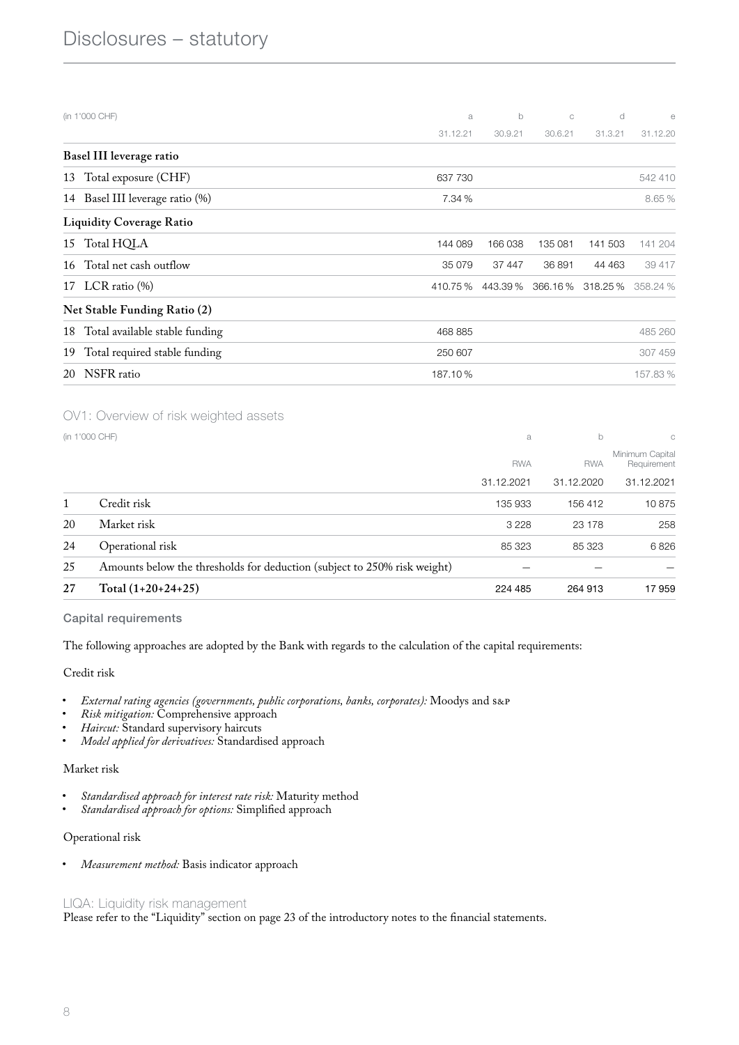| (in 1'000 CHF) | a | b | c | d | e |
|---|---|---|---|---|---|
| | 31.12.21 | 30.9.21 | 30.6.21 | 31.3.21 | 31.12.20 |
| **Basel III leverage ratio** | | | | | |
| 13 Total exposure (CHF) | 637 730 | | | | 542 410 |
| 14 Basel III leverage ratio (%) | 7.34 % | | | | 8.65 % |
| **Liquidity Coverage Ratio** | | | | | |
| 15 Total HQLA | 144 089 | 166 038 | 135 081 | 141 503 | 141 204 |
| 16 Total net cash outflow | 35 079 | 37 447 | 36 891 | 44 463 | 39 417 |
| 17 LCR ratio (%) | 410.75 % | 443.39 % | 366.16 % | 318.25 % | 358.24 % |
| **Net Stable Funding Ratio (2)** | | | | | |
| 18 Total available stable funding | 468 885 | | | | 485 260 |
| 19 Total required stable funding | 250 607 | | | | 307 459 |
| 20 NSFR ratio | 187.10 % | | | | 157.83 % |

## OV1: Overview of risk weighted assets

| (in 1'000 CHF) | | a | b | c |
|---|---|---|---|---|
| | | RWA | RWA | Minimum Capital Requirement |
| | | 31.12.2021 | 31.12.2020 | 31.12.2021 |
| 1 | Credit risk | 135 933 | 156 412 | 10 875 |
| 20 | Market risk | 3 228 | 23 178 | 258 |
| 24 | Operational risk | 85 323 | 85 323 | 6 826 |
| 25 | Amounts below the thresholds for deduction (subject to 250% risk weight) | – | – | – |
| **27** | **Total (1+20+24+25)** | 224 485 | 264 913 | 17 959 |

### Capital requirements

The following approaches are adopted by the Bank with regards to the calculation of the capital requirements:

Credit risk

- *External rating agencies (governments, public corporations, banks, corporates):* Moodys and S&P
- *Risk mitigation:* Comprehensive approach
- *Haircut:* Standard supervisory haircuts
- *Model applied for derivatives:* Standardised approach

Market risk

- *Standardised approach for interest rate risk:* Maturity method
- *Standardised approach for options:* Simplified approach

Operational risk

- *Measurement method:* Basis indicator approach

## LIQA: Liquidity risk management

Please refer to the "Liquidity" section on page 23 of the introductory notes to the financial statements.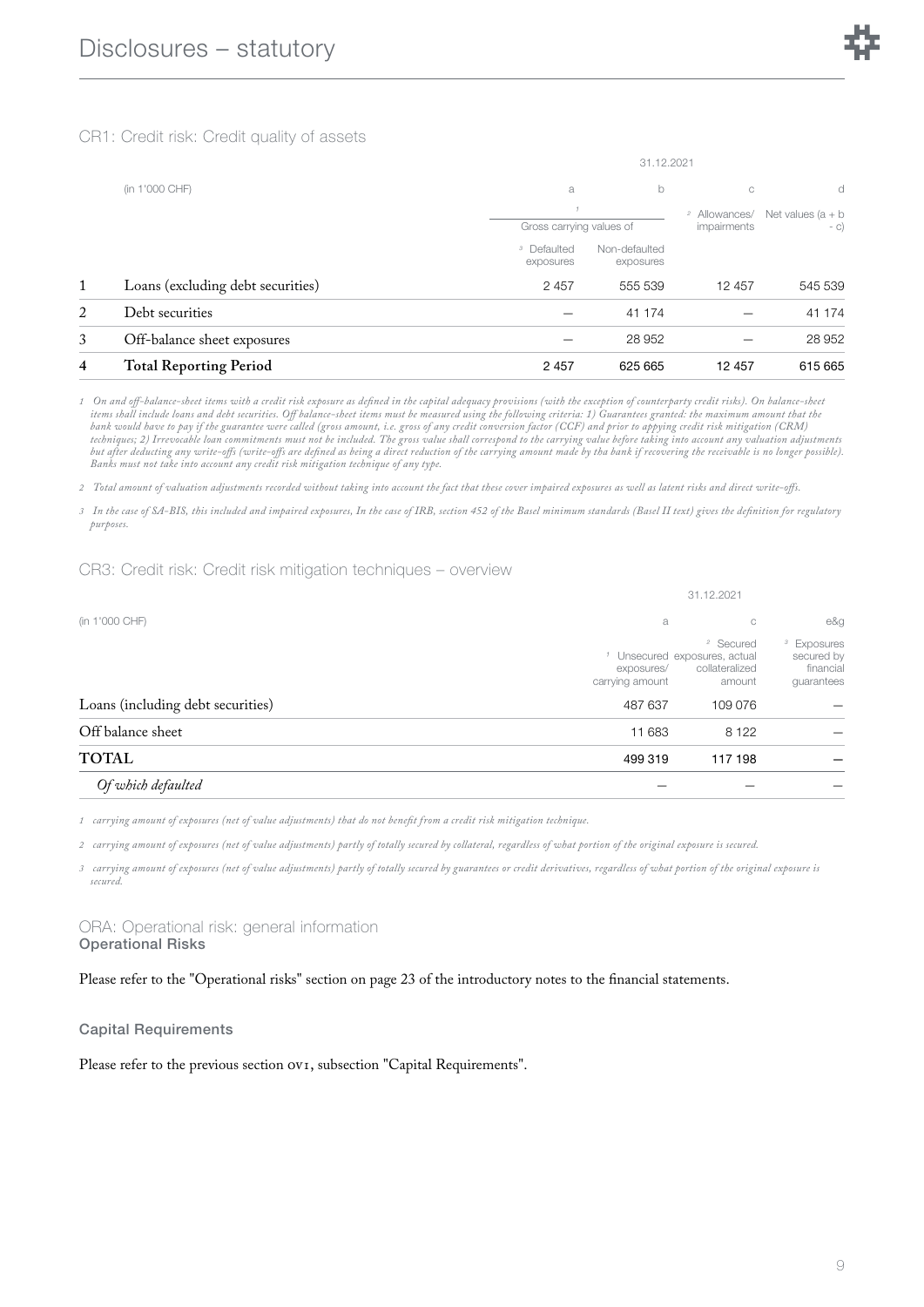## CR1: Credit risk: Credit quality of assets

| | (in 1'000 CHF) | 31.12.2021 | | | |
|---|---|---|---|---|---|
| | | a | b | c | d |
| | | Gross carrying values of [1] | | Allowances/ impairments [2] | Net values (a + b - c) |
| | | Defaulted exposures [3] | Non-defaulted exposures | | |
| 1 | Loans (excluding debt securities) | 2 457 | 555 539 | 12 457 | 545 539 |
| 2 | Debt securities | – | 41 174 | – | 41 174 |
| 3 | Off-balance sheet exposures | – | 28 952 | – | 28 952 |
| 4 | **Total Reporting Period** | 2 457 | 625 665 | 12 457 | 615 665 |

*1 On and off-balance-sheet items with a credit risk exposure as defined in the capital adequacy provisions (with the exception of counterparty credit risks). On balance-sheet items shall include loans and debt securities. Off balance-sheet items must be measured using the following criteria: 1) Guarantees granted: the maximum amount that the bank would have to pay if the guarantee were called (gross amount, i.e. gross of any credit conversion factor (CCF) and prior to appying credit risk mitigation (CRM) techniques; 2) Irrevocable loan commitments must not be included. The gross value shall correspond to the carrying value before taking into account any valuation adjustments but after deducting any write-offs (write-offs are defined as being a direct reduction of the carrying amount made by tha bank if recovering the receivable is no longer possible). Banks must not take into account any credit risk mitigation technique of any type.*

*2 Total amount of valuation adjustments recorded without taking into account the fact that these cover impaired exposures as well as latent risks and direct write-offs.*

*3 In the case of SA-BIS, this included and impaired exposures, In the case of IRB, section 452 of the Basel minimum standards (Basel II text) gives the definition for regulatory purposes.*

## CR3: Credit risk: Credit risk mitigation techniques – overview

| (in 1'000 CHF) | 31.12.2021 | | |
|---|---|---|---|
| | a | c | e&g |
| | Unsecured exposures/ carrying amount [1] | Secured exposures, actual collateralized amount [2] | Exposures secured by financial guarantees [3] |
| Loans (including debt securities) | 487 637 | 109 076 | – |
| Off balance sheet | 11 683 | 8 122 | – |
| **TOTAL** | 499 319 | 117 198 | – |
| *Of which defaulted* | – | – | – |

*1 carrying amount of exposures (net of value adjustments) that do not benefit from a credit risk mitigation technique.*

*2 carrying amount of exposures (net of value adjustments) partly of totally secured by collateral, regardless of what portion of the original exposure is secured.*

*3 carrying amount of exposures (net of value adjustments) partly of totally secured by guarantees or credit derivatives, regardless of what portion of the original exposure is secured.*

## ORA: Operational risk: general information

### Operational Risks

Please refer to the "Operational risks" section on page 23 of the introductory notes to the financial statements.

### Capital Requirements

Please refer to the previous section OV1, subsection "Capital Requirements".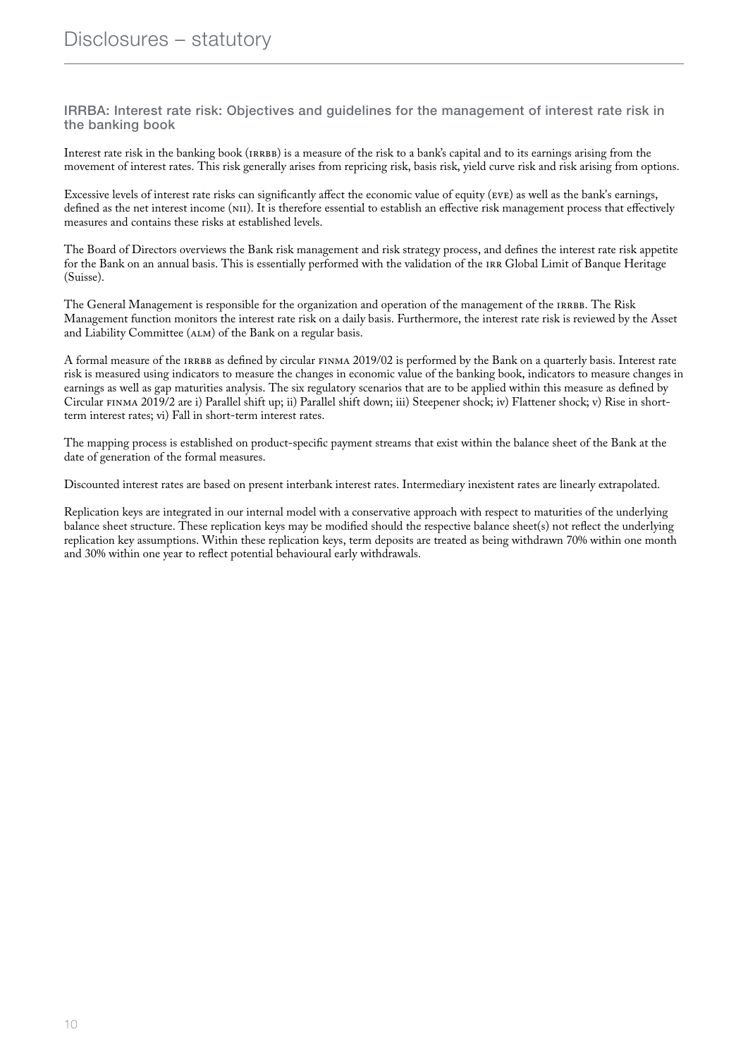# Disclosures – statutory

## IRRBA: Interest rate risk: Objectives and guidelines for the management of interest rate risk in the banking book

Interest rate risk in the banking book (IRRBB) is a measure of the risk to a bank's capital and to its earnings arising from the movement of interest rates. This risk generally arises from repricing risk, basis risk, yield curve risk and risk arising from options.

Excessive levels of interest rate risks can significantly affect the economic value of equity (EVE) as well as the bank's earnings, defined as the net interest income (NII). It is therefore essential to establish an effective risk management process that effectively measures and contains these risks at established levels.

The Board of Directors overviews the Bank risk management and risk strategy process, and defines the interest rate risk appetite for the Bank on an annual basis. This is essentially performed with the validation of the IRR Global Limit of Banque Heritage (Suisse).

The General Management is responsible for the organization and operation of the management of the IRRBB. The Risk Management function monitors the interest rate risk on a daily basis. Furthermore, the interest rate risk is reviewed by the Asset and Liability Committee (ALM) of the Bank on a regular basis.

A formal measure of the IRRBB as defined by circular FINMA 2019/02 is performed by the Bank on a quarterly basis. Interest rate risk is measured using indicators to measure the changes in economic value of the banking book, indicators to measure changes in earnings as well as gap maturities analysis. The six regulatory scenarios that are to be applied within this measure as defined by Circular FINMA 2019/2 are i) Parallel shift up; ii) Parallel shift down; iii) Steepener shock; iv) Flattener shock; v) Rise in short-term interest rates; vi) Fall in short-term interest rates.

The mapping process is established on product-specific payment streams that exist within the balance sheet of the Bank at the date of generation of the formal measures.

Discounted interest rates are based on present interbank interest rates. Intermediary inexistent rates are linearly extrapolated.

Replication keys are integrated in our internal model with a conservative approach with respect to maturities of the underlying balance sheet structure. These replication keys may be modified should the respective balance sheet(s) not reflect the underlying replication key assumptions. Within these replication keys, term deposits are treated as being withdrawn 70% within one month and 30% within one year to reflect potential behavioural early withdrawals.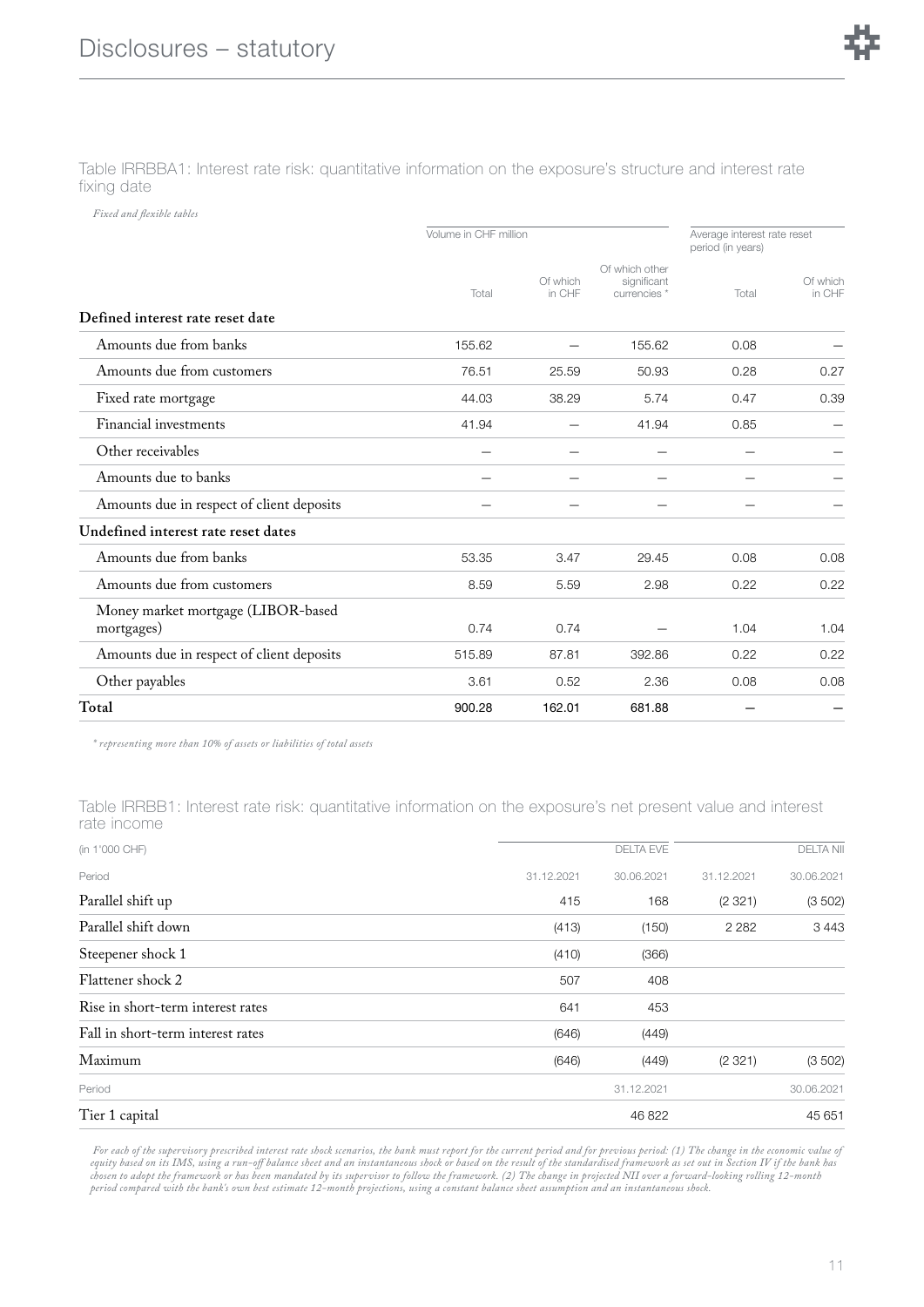Table IRRBBA1: Interest rate risk: quantitative information on the exposure's structure and interest rate fixing date

*Fixed and flexible tables*

| | Volume in CHF million | | | Average interest rate reset period (in years) | |
|---|---|---|---|---|---|
| | Total | Of which in CHF | Of which other significant currencies * | Total | Of which in CHF |
| **Defined interest rate reset date** | | | | | |
| Amounts due from banks | 155.62 | – | 155.62 | 0.08 | – |
| Amounts due from customers | 76.51 | 25.59 | 50.93 | 0.28 | 0.27 |
| Fixed rate mortgage | 44.03 | 38.29 | 5.74 | 0.47 | 0.39 |
| Financial investments | 41.94 | – | 41.94 | 0.85 | – |
| Other receivables | – | – | – | – | – |
| Amounts due to banks | – | – | – | – | – |
| Amounts due in respect of client deposits | – | – | – | – | – |
| **Undefined interest rate reset dates** | | | | | |
| Amounts due from banks | 53.35 | 3.47 | 29.45 | 0.08 | 0.08 |
| Amounts due from customers | 8.59 | 5.59 | 2.98 | 0.22 | 0.22 |
| Money market mortgage (LIBOR-based mortgages) | 0.74 | 0.74 | – | 1.04 | 1.04 |
| Amounts due in respect of client deposits | 515.89 | 87.81 | 392.86 | 0.22 | 0.22 |
| Other payables | 3.61 | 0.52 | 2.36 | 0.08 | 0.08 |
| **Total** | 900.28 | 162.01 | 681.88 | – | – |

*\* representing more than 10% of assets or liabilities of total assets*

Table IRRBB1: Interest rate risk: quantitative information on the exposure's net present value and interest rate income

| (in 1'000 CHF) | DELTA EVE | | DELTA NII | |
|---|---|---|---|---|
| Period | 31.12.2021 | 30.06.2021 | 31.12.2021 | 30.06.2021 |
| Parallel shift up | 415 | 168 | (2 321) | (3 502) |
| Parallel shift down | (413) | (150) | 2 282 | 3 443 |
| Steepener shock 1 | (410) | (366) | | |
| Flattener shock 2 | 507 | 408 | | |
| Rise in short-term interest rates | 641 | 453 | | |
| Fall in short-term interest rates | (646) | (449) | | |
| Maximum | (646) | (449) | (2 321) | (3 502) |
| Period | | 31.12.2021 | | 30.06.2021 |
| Tier 1 capital | | 46 822 | | 45 651 |

*For each of the supervisory prescribed interest rate shock scenarios, the bank must report for the current period and for previous period: (1) The change in the economic value of equity based on its IMS, using a run-off balance sheet and an instantaneous shock or based on the result of the standardised framework as set out in Section IV if the bank has chosen to adopt the framework or has been mandated by its supervisor to follow the framework. (2) The change in projected NII over a forward-looking rolling 12-month period compared with the bank's own best estimate 12-month projections, using a constant balance sheet assumption and an instantaneous shock.*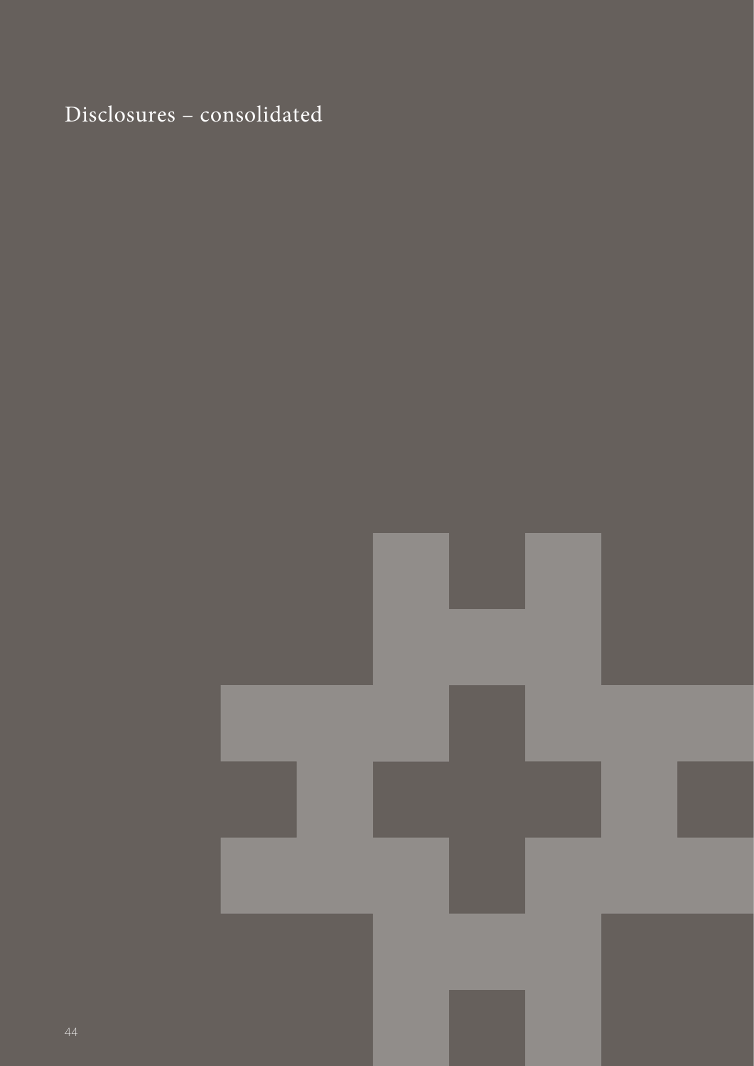# Disclosures – consolidated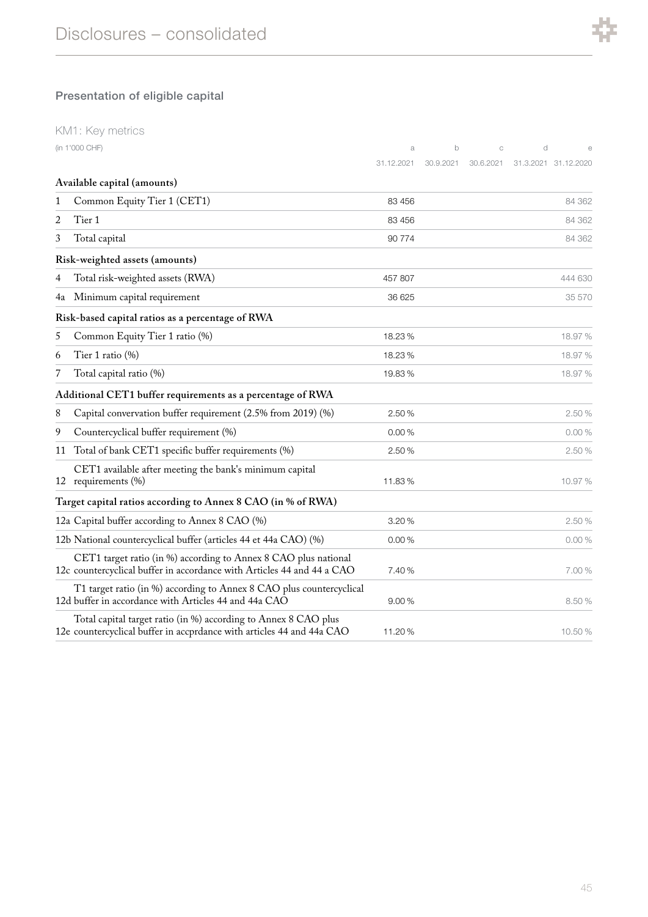## Presentation of eligible capital

### KM1: Key metrics

| (in 1'000 CHF) | a | b | c | d | e |
|---|---|---|---|---|---|
| | 31.12.2021 | 30.9.2021 | 30.6.2021 | 31.3.2021 | 31.12.2020 |
| **Available capital (amounts)** | | | | | |
| 1 Common Equity Tier 1 (CET1) | 83 456 | | | | 84 362 |
| 2 Tier 1 | 83 456 | | | | 84 362 |
| 3 Total capital | 90 774 | | | | 84 362 |
| **Risk-weighted assets (amounts)** | | | | | |
| 4 Total risk-weighted assets (RWA) | 457 807 | | | | 444 630 |
| 4a Minimum capital requirement | 36 625 | | | | 35 570 |
| **Risk-based capital ratios as a percentage of RWA** | | | | | |
| 5 Common Equity Tier 1 ratio (%) | 18.23 % | | | | 18.97 % |
| 6 Tier 1 ratio (%) | 18.23 % | | | | 18.97 % |
| 7 Total capital ratio (%) | 19.83 % | | | | 18.97 % |
| **Additional CET1 buffer requirements as a percentage of RWA** | | | | | |
| 8 Capital convervation buffer requirement (2.5% from 2019) (%) | 2.50 % | | | | 2.50 % |
| 9 Countercyclical buffer requirement (%) | 0.00 % | | | | 0.00 % |
| 11 Total of bank CET1 specific buffer requirements (%) | 2.50 % | | | | 2.50 % |
| 12 CET1 available after meeting the bank's minimum capital requirements (%) | 11.83 % | | | | 10.97 % |
| **Target capital ratios according to Annex 8 CAO (in % of RWA)** | | | | | |
| 12a Capital buffer according to Annex 8 CAO (%) | 3.20 % | | | | 2.50 % |
| 12b National countercyclical buffer (articles 44 et 44a CAO) (%) | 0.00 % | | | | 0.00 % |
| 12c CET1 target ratio (in %) according to Annex 8 CAO plus national countercyclical buffer in accordance with Articles 44 and 44 a CAO | 7.40 % | | | | 7.00 % |
| 12d T1 target ratio (in %) according to Annex 8 CAO plus countercyclical buffer in accordance with Articles 44 and 44a CAO | 9.00 % | | | | 8.50 % |
| 12e Total capital target ratio (in %) according to Annex 8 CAO plus countercyclical buffer in accprdance with articles 44 and 44a CAO | 11.20 % | | | | 10.50 % |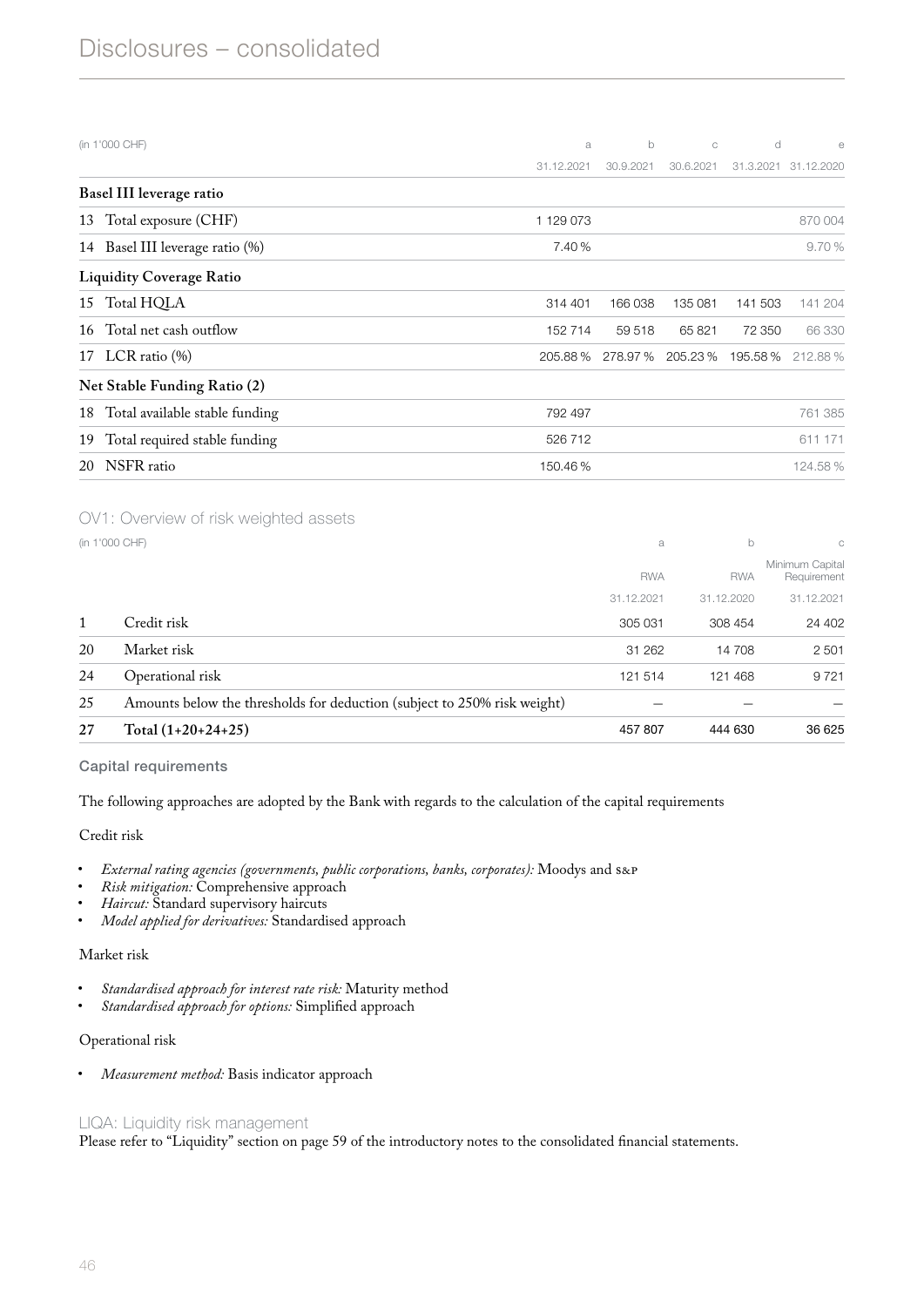# Disclosures – consolidated

| (in 1'000 CHF) | a | b | c | d | e |
|---|---|---|---|---|---|
| | 31.12.2021 | 30.9.2021 | 30.6.2021 | 31.3.2021 | 31.12.2020 |
| **Basel III leverage ratio** | | | | | |
| 13 Total exposure (CHF) | 1 129 073 | | | | 870 004 |
| 14 Basel III leverage ratio (%) | 7.40 % | | | | 9.70 % |
| **Liquidity Coverage Ratio** | | | | | |
| 15 Total HQLA | 314 401 | 166 038 | 135 081 | 141 503 | 141 204 |
| 16 Total net cash outflow | 152 714 | 59 518 | 65 821 | 72 350 | 66 330 |
| 17 LCR ratio (%) | 205.88 % | 278.97 % | 205.23 % | 195.58 % | 212.88 % |
| **Net Stable Funding Ratio (2)** | | | | | |
| 18 Total available stable funding | 792 497 | | | | 761 385 |
| 19 Total required stable funding | 526 712 | | | | 611 171 |
| 20 NSFR ratio | 150.46 % | | | | 124.58 % |

## OV1: Overview of risk weighted assets

| (in 1'000 CHF) | | a | b | c |
|---|---|---|---|---|
| | | RWA | RWA | Minimum Capital Requirement |
| | | 31.12.2021 | 31.12.2020 | 31.12.2021 |
| 1 | Credit risk | 305 031 | 308 454 | 24 402 |
| 20 | Market risk | 31 262 | 14 708 | 2 501 |
| 24 | Operational risk | 121 514 | 121 468 | 9 721 |
| 25 | Amounts below the thresholds for deduction (subject to 250% risk weight) | – | – | – |
| 27 | **Total (1+20+24+25)** | 457 807 | 444 630 | 36 625 |

### Capital requirements

The following approaches are adopted by the Bank with regards to the calculation of the capital requirements

Credit risk

- *External rating agencies (governments, public corporations, banks, corporates):* Moodys and S&P
- *Risk mitigation:* Comprehensive approach
- *Haircut:* Standard supervisory haircuts
- *Model applied for derivatives:* Standardised approach

Market risk

- *Standardised approach for interest rate risk:* Maturity method
- *Standardised approach for options:* Simplified approach

Operational risk

- *Measurement method:* Basis indicator approach

## LIQA: Liquidity risk management

Please refer to "Liquidity" section on page 59 of the introductory notes to the consolidated financial statements.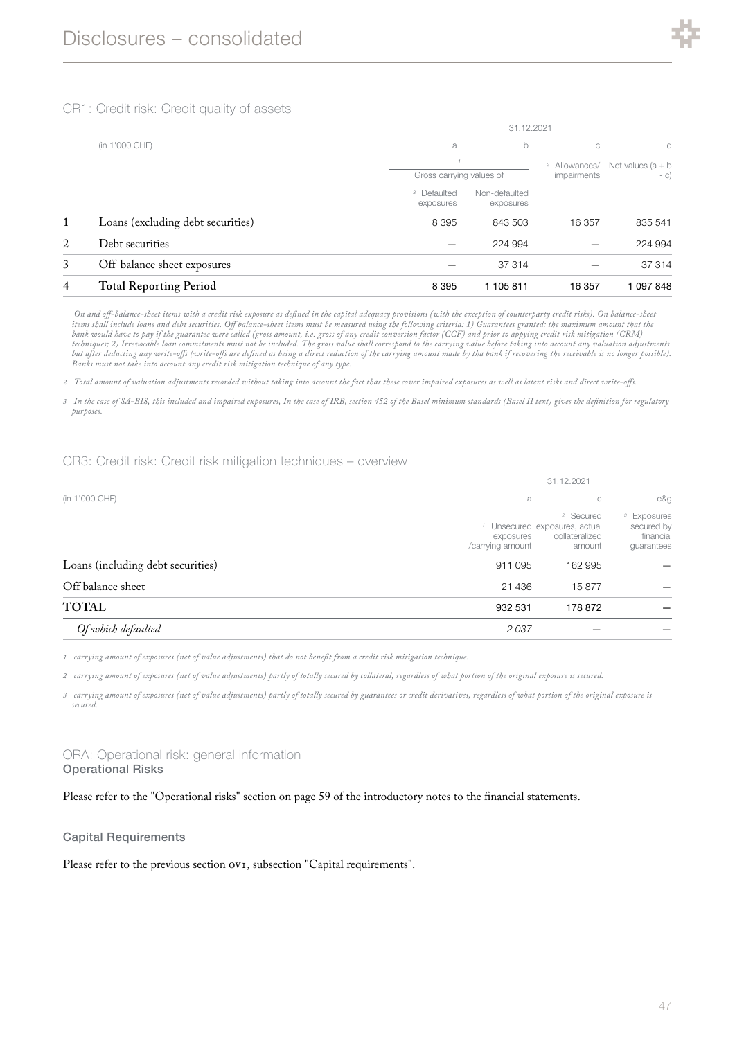## CR1: Credit risk: Credit quality of assets

| | (in 1'000 CHF) | a | b | c | d |
|---|---|---|---|---|---|
| | | 31.12.2021 | | | |
| | | Gross carrying values of [1] | | [2] Allowances/ impairments | Net values (a + b - c) |
| | | [3] Defaulted exposures | Non-defaulted exposures | | |
| 1 | Loans (excluding debt securities) | 8 395 | 843 503 | 16 357 | 835 541 |
| 2 | Debt securities | – | 224 994 | – | 224 994 |
| 3 | Off-balance sheet exposures | – | 37 314 | – | 37 314 |
| 4 | **Total Reporting Period** | 8 395 | 1 105 811 | 16 357 | 1 097 848 |

*On and off-balance-sheet items with a credit risk exposure as defined in the capital adequacy provisions (with the exception of counterparty credit risks). On balance-sheet items shall include loans and debt securities. Off balance-sheet items must be measured using the following criteria: 1) Guarantees granted: the maximum amount that the bank would have to pay if the guarantee were called (gross amount, i.e. gross of any credit conversion factor (CCF) and prior to appying credit risk mitigation (CRM) techniques; 2) Irrevocable loan commitments must not be included. The gross value shall correspond to the carrying value before taking into account any valuation adjustments but after deducting any write-offs (write-offs are defined as being a direct reduction of the carrying amount made by tha bank if recovering the receivable is no longer possible). Banks must not take into account any credit risk mitigation technique of any type.*

*2 Total amount of valuation adjustments recorded without taking into account the fact that these cover impaired exposures as well as latent risks and direct write-offs.*

*3 In the case of SA-BIS, this included and impaired exposures, In the case of IRB, section 452 of the Basel minimum standards (Basel II text) gives the definition for regulatory purposes.*

## CR3: Credit risk: Credit risk mitigation techniques – overview

| (in 1'000 CHF) | a | c | e&g |
|---|---|---|---|
| | 31.12.2021 | | |
| | [1] Unsecured exposures /carrying amount | [2] Secured exposures, actual collateralized amount | [3] Exposures secured by financial guarantees |
| Loans (including debt securities) | 911 095 | 162 995 | – |
| Off balance sheet | 21 436 | 15 877 | – |
| **TOTAL** | 932 531 | 178 872 | – |
| *Of which defaulted* | *2 037* | – | – |

*1 carrying amount of exposures (net of value adjustments) that do not benefit from a credit risk mitigation technique.*

*2 carrying amount of exposures (net of value adjustments) partly of totally secured by collateral, regardless of what portion of the original exposure is secured.*

*3 carrying amount of exposures (net of value adjustments) partly of totally secured by guarantees or credit derivatives, regardless of what portion of the original exposure is secured.*

## ORA: Operational risk: general information

### Operational Risks

Please refer to the "Operational risks" section on page 59 of the introductory notes to the financial statements.

### Capital Requirements

Please refer to the previous section OV1, subsection "Capital requirements".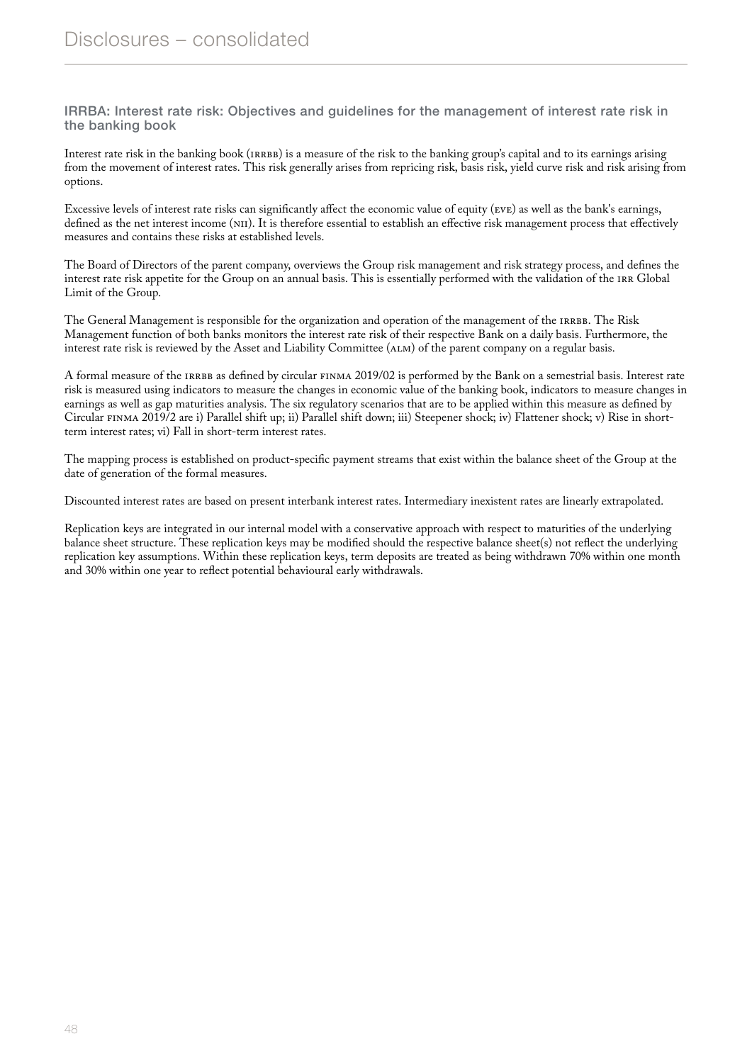# Disclosures – consolidated

## IRRBA: Interest rate risk: Objectives and guidelines for the management of interest rate risk in the banking book

Interest rate risk in the banking book (IRRBB) is a measure of the risk to the banking group's capital and to its earnings arising from the movement of interest rates. This risk generally arises from repricing risk, basis risk, yield curve risk and risk arising from options.

Excessive levels of interest rate risks can significantly affect the economic value of equity (EVE) as well as the bank's earnings, defined as the net interest income (NII). It is therefore essential to establish an effective risk management process that effectively measures and contains these risks at established levels.

The Board of Directors of the parent company, overviews the Group risk management and risk strategy process, and defines the interest rate risk appetite for the Group on an annual basis. This is essentially performed with the validation of the IRR Global Limit of the Group.

The General Management is responsible for the organization and operation of the management of the IRRBB. The Risk Management function of both banks monitors the interest rate risk of their respective Bank on a daily basis. Furthermore, the interest rate risk is reviewed by the Asset and Liability Committee (ALM) of the parent company on a regular basis.

A formal measure of the IRRBB as defined by circular FINMA 2019/02 is performed by the Bank on a semestrial basis. Interest rate risk is measured using indicators to measure the changes in economic value of the banking book, indicators to measure changes in earnings as well as gap maturities analysis. The six regulatory scenarios that are to be applied within this measure as defined by Circular FINMA 2019/2 are i) Parallel shift up; ii) Parallel shift down; iii) Steepener shock; iv) Flattener shock; v) Rise in short-term interest rates; vi) Fall in short-term interest rates.

The mapping process is established on product-specific payment streams that exist within the balance sheet of the Group at the date of generation of the formal measures.

Discounted interest rates are based on present interbank interest rates. Intermediary inexistent rates are linearly extrapolated.

Replication keys are integrated in our internal model with a conservative approach with respect to maturities of the underlying balance sheet structure. These replication keys may be modified should the respective balance sheet(s) not reflect the underlying replication key assumptions. Within these replication keys, term deposits are treated as being withdrawn 70% within one month and 30% within one year to reflect potential behavioural early withdrawals.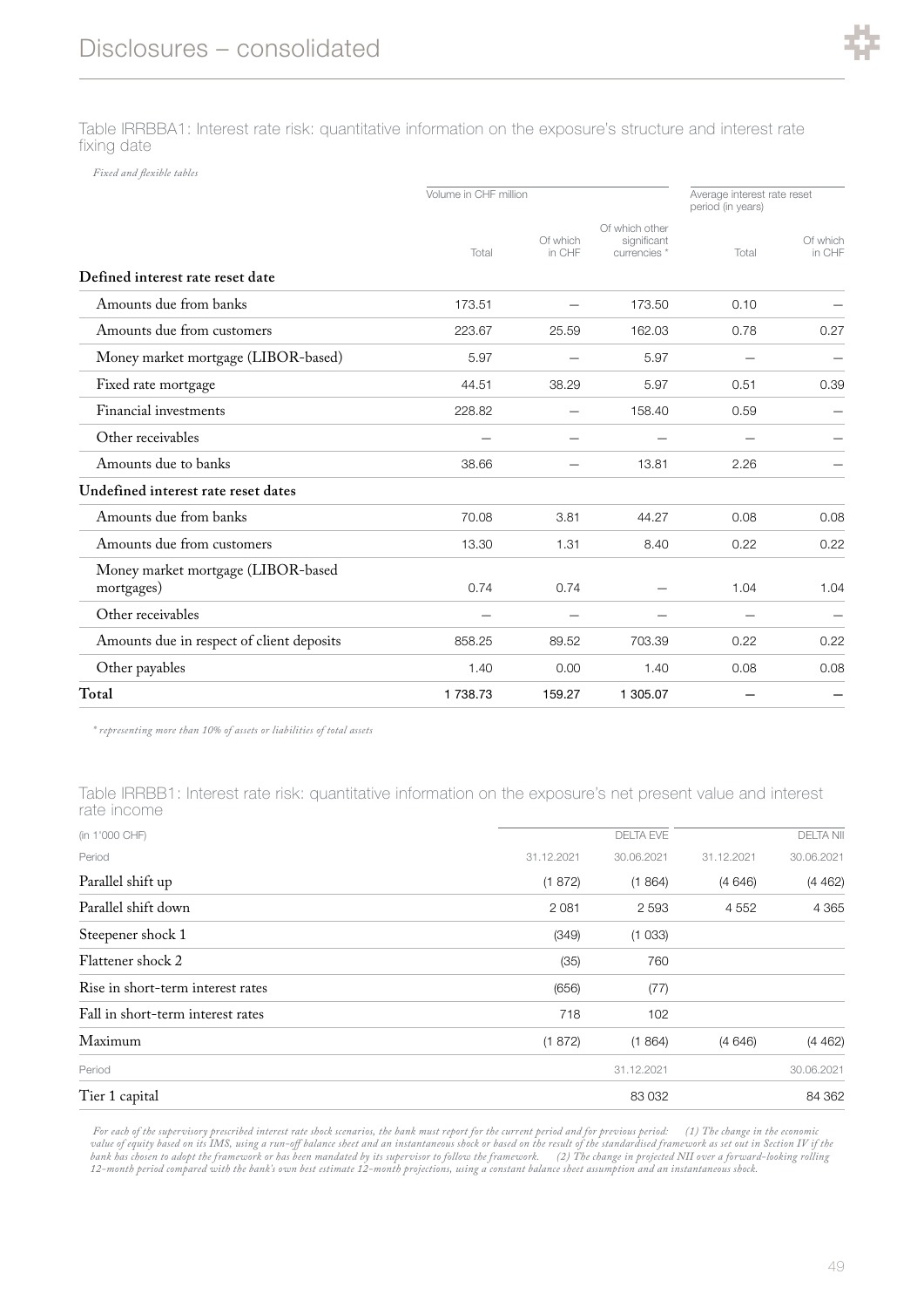# Disclosures – consolidated

Table IRRBBA1: Interest rate risk: quantitative information on the exposure's structure and interest rate fixing date

*Fixed and flexible tables*

| | Volume in CHF million | | | Average interest rate reset period (in years) | |
|---|---|---|---|---|---|
| | Total | Of which in CHF | Of which other significant currencies * | Total | Of which in CHF |
| **Defined interest rate reset date** | | | | | |
| Amounts due from banks | 173.51 | – | 173.50 | 0.10 | – |
| Amounts due from customers | 223.67 | 25.59 | 162.03 | 0.78 | 0.27 |
| Money market mortgage (LIBOR-based) | 5.97 | – | 5.97 | – | – |
| Fixed rate mortgage | 44.51 | 38.29 | 5.97 | 0.51 | 0.39 |
| Financial investments | 228.82 | – | 158.40 | 0.59 | – |
| Other receivables | – | – | – | – | – |
| Amounts due to banks | 38.66 | – | 13.81 | 2.26 | – |
| **Undefined interest rate reset dates** | | | | | |
| Amounts due from banks | 70.08 | 3.81 | 44.27 | 0.08 | 0.08 |
| Amounts due from customers | 13.30 | 1.31 | 8.40 | 0.22 | 0.22 |
| Money market mortgage (LIBOR-based mortgages) | 0.74 | 0.74 | – | 1.04 | 1.04 |
| Other receivables | – | – | – | – | – |
| Amounts due in respect of client deposits | 858.25 | 89.52 | 703.39 | 0.22 | 0.22 |
| Other payables | 1.40 | 0.00 | 1.40 | 0.08 | 0.08 |
| **Total** | 1 738.73 | 159.27 | 1 305.07 | – | – |

*\* representing more than 10% of assets or liabilities of total assets*

Table IRRBB1: Interest rate risk: quantitative information on the exposure's net present value and interest rate income

| (in 1'000 CHF) | DELTA EVE | | DELTA NII | |
|---|---|---|---|---|
| Period | 31.12.2021 | 30.06.2021 | 31.12.2021 | 30.06.2021 |
| Parallel shift up | (1 872) | (1 864) | (4 646) | (4 462) |
| Parallel shift down | 2 081 | 2 593 | 4 552 | 4 365 |
| Steepener shock 1 | (349) | (1 033) | | |
| Flattener shock 2 | (35) | 760 | | |
| Rise in short-term interest rates | (656) | (77) | | |
| Fall in short-term interest rates | 718 | 102 | | |
| Maximum | (1 872) | (1 864) | (4 646) | (4 462) |
| Period | | 31.12.2021 | | 30.06.2021 |
| Tier 1 capital | | 83 032 | | 84 362 |

*For each of the supervisory prescribed interest rate shock scenarios, the bank must report for the current period and for previous period: (1) The change in the economic value of equity based on its IMS, using a run-off balance sheet and an instantaneous shock or based on the result of the standardised framework as set out in Section IV if the bank has chosen to adopt the framework or has been mandated by its supervisor to follow the framework. (2) The change in projected NII over a forward-looking rolling 12-month period compared with the bank's own best estimate 12-month projections, using a constant balance sheet assumption and an instantaneous shock.*